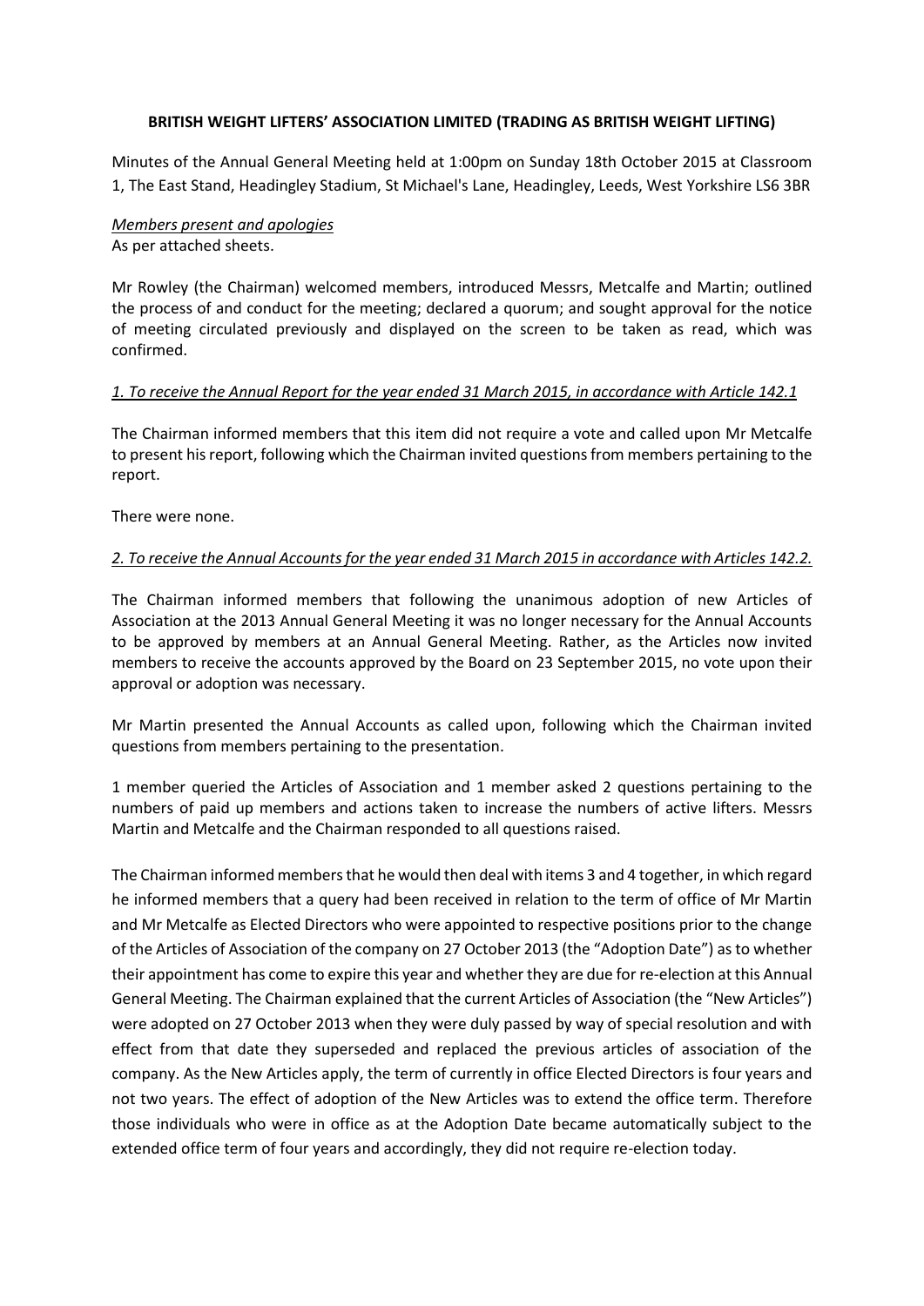**BRITISH WEIGHT LIFTERS' ASSOCIATION LIMITED (TRADING AS BRITISH WEIGHT LIFTING)**

Minutes of the Annual General Meeting held at 1:00pm on Sunday 18th October 2015 at Classroom 1, The East Stand, Headingley Stadium, St Michael's Lane, Headingley, Leeds, West Yorkshire LS6 3BR

*Members present and apologies*

As per attached sheets.

Mr Rowley (the Chairman) welcomed members, introduced Messrs, Metcalfe and Martin; outlined the process of and conduct for the meeting; declared a quorum; and sought approval for the notice of meeting circulated previously and displayed on the screen to be taken as read, which was confirmed.

*1. To receive the Annual Report for the year ended 31 March 2015, in accordance with Article 142.1*

The Chairman informed members that this item did not require a vote and called upon Mr Metcalfe to present his report, following which the Chairman invited questions from members pertaining to the report.

There were none.

*2. To receive the Annual Accounts for the year ended 31 March 2015 in accordance with Articles 142.2.*

The Chairman informed members that following the unanimous adoption of new Articles of Association at the 2013 Annual General Meeting it was no longer necessary for the Annual Accounts to be approved by members at an Annual General Meeting. Rather, as the Articles now invited members to receive the accounts approved by the Board on 23 September 2015, no vote upon their approval or adoption was necessary.

Mr Martin presented the Annual Accounts as called upon, following which the Chairman invited questions from members pertaining to the presentation.

1 member queried the Articles of Association and 1 member asked 2 questions pertaining to the numbers of paid up members and actions taken to increase the numbers of active lifters. Messrs Martin and Metcalfe and the Chairman responded to all questions raised.

The Chairman informed members that he would then deal with items 3 and 4 together, in which regard he informed members that a query had been received in relation to the term of office of Mr Martin and Mr Metcalfe as Elected Directors who were appointed to respective positions prior to the change of the Articles of Association of the company on 27 October 2013 (the "Adoption Date") as to whether their appointment has come to expire this year and whether they are due for re-election at this Annual General Meeting. The Chairman explained that the current Articles of Association (the "New Articles") were adopted on 27 October 2013 when they were duly passed by way of special resolution and with effect from that date they superseded and replaced the previous articles of association of the company. As the New Articles apply, the term of currently in office Elected Directors is four years and not two years. The effect of adoption of the New Articles was to extend the office term. Therefore those individuals who were in office as at the Adoption Date became automatically subject to the extended office term of four years and accordingly, they did not require re-election today.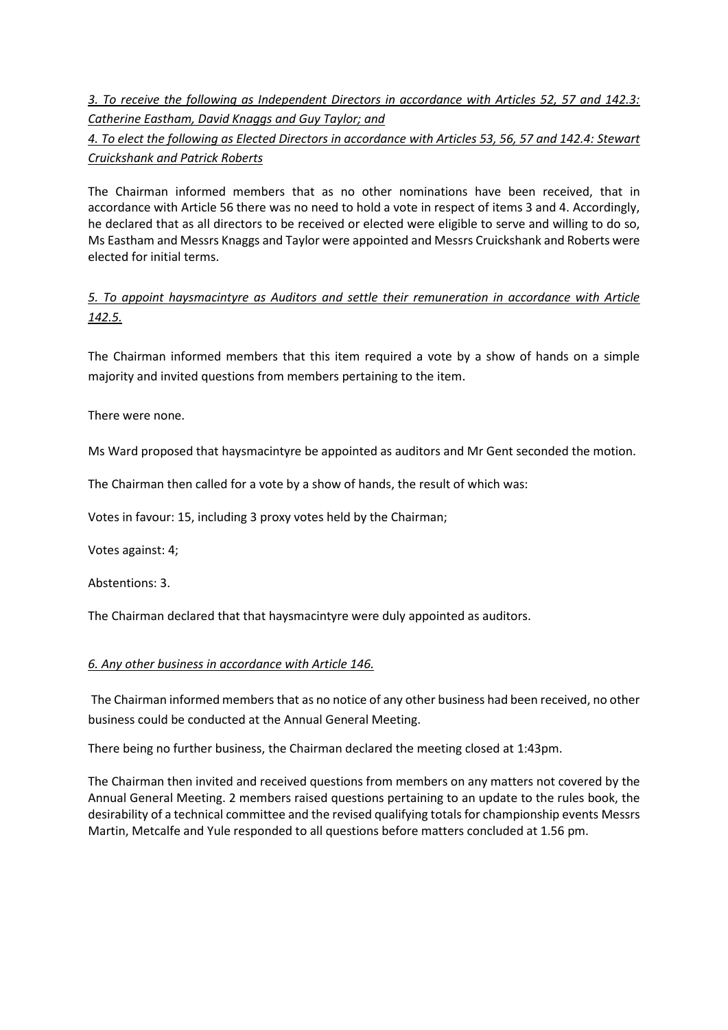*3. To receive the following as Independent Directors in accordance with Articles 52, 57 and 142.3: Catherine Eastham, David Knaggs and Guy Taylor; and*

*4. To elect the following as Elected Directors in accordance with Articles 53, 56, 57 and 142.4: Stewart Cruickshank and Patrick Roberts*

The Chairman informed members that as no other nominations have been received, that in accordance with Article 56 there was no need to hold a vote in respect of items 3 and 4. Accordingly, he declared that as all directors to be received or elected were eligible to serve and willing to do so, Ms Eastham and Messrs Knaggs and Taylor were appointed and Messrs Cruickshank and Roberts were elected for initial terms.

*5. To appoint haysmacintyre as Auditors and settle their remuneration in accordance with Article 142.5.*

The Chairman informed members that this item required a vote by a show of hands on a simple majority and invited questions from members pertaining to the item.

There were none.

Ms Ward proposed that haysmacintyre be appointed as auditors and Mr Gent seconded the motion.

The Chairman then called for a vote by a show of hands, the result of which was:

Votes in favour: 15, including 3 proxy votes held by the Chairman;

Votes against: 4;

Abstentions: 3.

The Chairman declared that that haysmacintyre were duly appointed as auditors.

*6. Any other business in accordance with Article 146.*

The Chairman informed members that as no notice of any other business had been received, no other business could be conducted at the Annual General Meeting.

There being no further business, the Chairman declared the meeting closed at 1:43pm.

The Chairman then invited and received questions from members on any matters not covered by the Annual General Meeting. 2 members raised questions pertaining to an update to the rules book, the desirability of a technical committee and the revised qualifying totals for championship events Messrs Martin, Metcalfe and Yule responded to all questions before matters concluded at 1.56 pm.